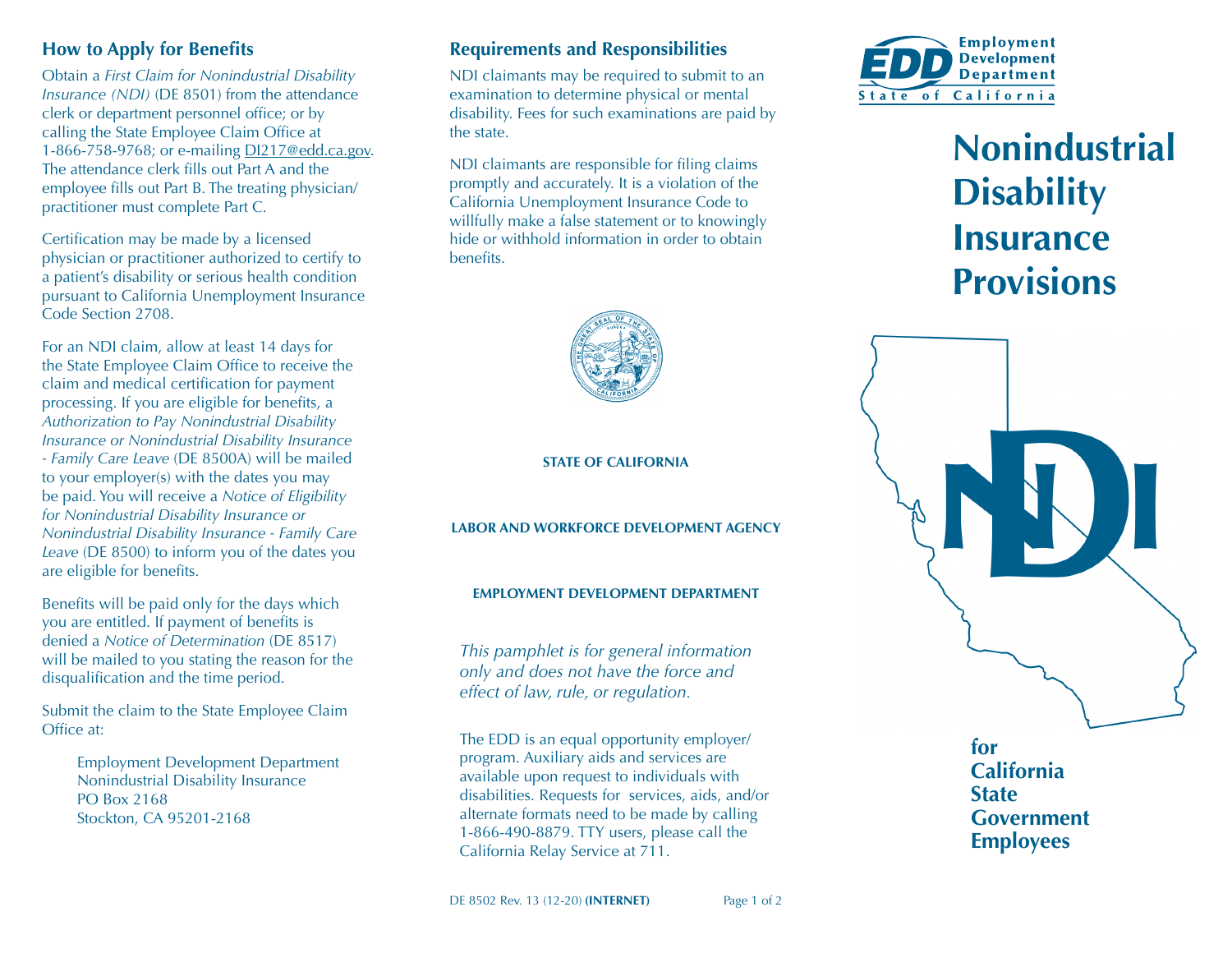## How to Apply for Benefits

Obtain a *First Claim for Nonindustrial Disability Insurance (NDI)* (DE 8501) from the attendance clerk or department personnel office; or by calling the State Employee Claim Office at 1-866-758-9768; or e-mailing DI217@edd.ca.gov. The attendance clerk fills out Part A and the employee fills out Part B. The treating physician/practitioner must complete Part C.

Certification may be made by a licensed physician or practitioner authorized to certify to a patient's disability or serious health condition pursuant to California Unemployment Insurance Code Section 2708.

For an NDI claim, allow at least 14 days for the State Employee Claim Office to receive the claim and medical certification for payment processing. If you are eligible for benefits, a *Authorization to Pay Nonindustrial Disability Insurance or Nonindustrial Disability Insurance - Family Care Leave* (DE 8500A) will be mailed to your employer(s) with the dates you may be paid. You will receive a *Notice of Eligibility for Nonindustrial Disability Insurance or Nonindustrial Disability Insurance - Family Care Leave* (DE 8500) to inform you of the dates you are eligible for benefits.

Benefits will be paid only for the days which you are entitled. If payment of benefits is denied a *Notice of Determination* (DE 8517) will be mailed to you stating the reason for the disqualification and the time period.

Submit the claim to the State Employee Claim Office at:

Employment Development Department
Nonindustrial Disability Insurance
PO Box 2168
Stockton, CA 95201-2168

## Requirements and Responsibilities

NDI claimants may be required to submit to an examination to determine physical or mental disability. Fees for such examinations are paid by the state.

NDI claimants are responsible for filing claims promptly and accurately. It is a violation of the California Unemployment Insurance Code to willfully make a false statement or to knowingly hide or withhold information in order to obtain benefits.

**STATE OF CALIFORNIA**

**LABOR AND WORKFORCE DEVELOPMENT AGENCY**

**EMPLOYMENT DEVELOPMENT DEPARTMENT**

*This pamphlet is for general information only and does not have the force and effect of law, rule, or regulation.*

The EDD is an equal opportunity employer/program. Auxiliary aids and services are available upon request to individuals with disabilities. Requests for services, aids, and/or alternate formats need to be made by calling 1-866-490-8879. TTY users, please call the California Relay Service at 711.

DE 8502 Rev. 13 (12-20) **(INTERNET)**

EDD Employment Development Department State of California

# Nonindustrial Disability Insurance Provisions

NDI

**for California State Government Employees**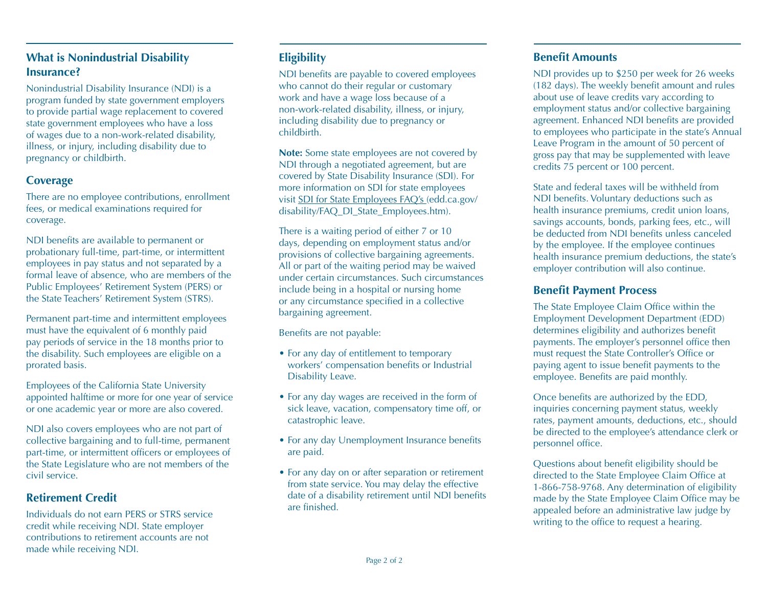## What is Nonindustrial Disability Insurance?

Nonindustrial Disability Insurance (NDI) is a program funded by state government employers to provide partial wage replacement to covered state government employees who have a loss of wages due to a non-work-related disability, illness, or injury, including disability due to pregnancy or childbirth.

## Coverage

There are no employee contributions, enrollment fees, or medical examinations required for coverage.

NDI benefits are available to permanent or probationary full-time, part-time, or intermittent employees in pay status and not separated by a formal leave of absence, who are members of the Public Employees' Retirement System (PERS) or the State Teachers' Retirement System (STRS).

Permanent part-time and intermittent employees must have the equivalent of 6 monthly paid pay periods of service in the 18 months prior to the disability. Such employees are eligible on a prorated basis.

Employees of the California State University appointed halftime or more for one year of service or one academic year or more are also covered.

NDI also covers employees who are not part of collective bargaining and to full-time, permanent part-time, or intermittent officers or employees of the State Legislature who are not members of the civil service.

## Retirement Credit

Individuals do not earn PERS or STRS service credit while receiving NDI. State employer contributions to retirement accounts are not made while receiving NDI.

## Eligibility

NDI benefits are payable to covered employees who cannot do their regular or customary work and have a wage loss because of a non-work-related disability, illness, or injury, including disability due to pregnancy or childbirth.

**Note:** Some state employees are not covered by NDI through a negotiated agreement, but are covered by State Disability Insurance (SDI). For more information on SDI for state employees visit SDI for State Employees FAQ's (edd.ca.gov/disability/FAQ_DI_State_Employees.htm).

There is a waiting period of either 7 or 10 days, depending on employment status and/or provisions of collective bargaining agreements. All or part of the waiting period may be waived under certain circumstances. Such circumstances include being in a hospital or nursing home or any circumstance specified in a collective bargaining agreement.

Benefits are not payable:

- For any day of entitlement to temporary workers' compensation benefits or Industrial Disability Leave.
- For any day wages are received in the form of sick leave, vacation, compensatory time off, or catastrophic leave.
- For any day Unemployment Insurance benefits are paid.
- For any day on or after separation or retirement from state service. You may delay the effective date of a disability retirement until NDI benefits are finished.

## Benefit Amounts

NDI provides up to $250 per week for 26 weeks (182 days). The weekly benefit amount and rules about use of leave credits vary according to employment status and/or collective bargaining agreement. Enhanced NDI benefits are provided to employees who participate in the state's Annual Leave Program in the amount of 50 percent of gross pay that may be supplemented with leave credits 75 percent or 100 percent.

State and federal taxes will be withheld from NDI benefits. Voluntary deductions such as health insurance premiums, credit union loans, savings accounts, bonds, parking fees, etc., will be deducted from NDI benefits unless canceled by the employee. If the employee continues health insurance premium deductions, the state's employer contribution will also continue.

## Benefit Payment Process

The State Employee Claim Office within the Employment Development Department (EDD) determines eligibility and authorizes benefit payments. The employer's personnel office then must request the State Controller's Office or paying agent to issue benefit payments to the employee. Benefits are paid monthly.

Once benefits are authorized by the EDD, inquiries concerning payment status, weekly rates, payment amounts, deductions, etc., should be directed to the employee's attendance clerk or personnel office.

Questions about benefit eligibility should be directed to the State Employee Claim Office at 1-866-758-9768. Any determination of eligibility made by the State Employee Claim Office may be appealed before an administrative law judge by writing to the office to request a hearing.